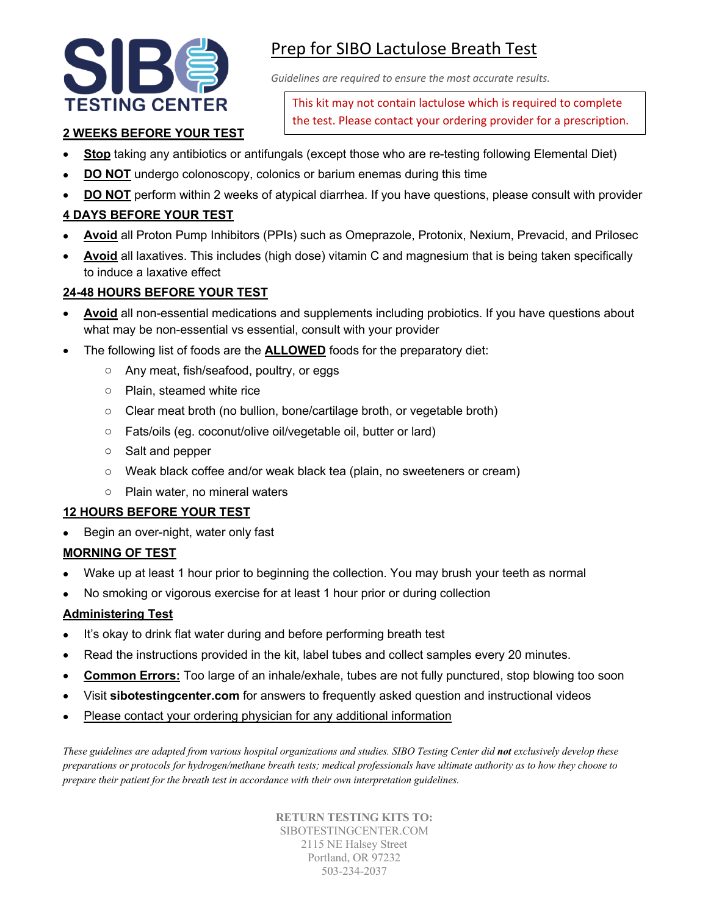SIBO TESTING CENTER

# Prep for SIBO Lactulose Breath Test

*Guidelines are required to ensure the most accurate results.*

> This kit may not contain lactulose which is required to complete the test. Please contact your ordering provider for a prescription.

## 2 WEEKS BEFORE YOUR TEST

- **Stop** taking any antibiotics or antifungals (except those who are re-testing following Elemental Diet)
- **DO NOT** undergo colonoscopy, colonics or barium enemas during this time
- **DO NOT** perform within 2 weeks of atypical diarrhea. If you have questions, please consult with provider

## 4 DAYS BEFORE YOUR TEST

- **Avoid** all Proton Pump Inhibitors (PPIs) such as Omeprazole, Protonix, Nexium, Prevacid, and Prilosec
- **Avoid** all laxatives. This includes (high dose) vitamin C and magnesium that is being taken specifically to induce a laxative effect

## 24-48 HOURS BEFORE YOUR TEST

- **Avoid** all non-essential medications and supplements including probiotics. If you have questions about what may be non-essential vs essential, consult with your provider
- The following list of foods are the **ALLOWED** foods for the preparatory diet:
  - Any meat, fish/seafood, poultry, or eggs
  - Plain, steamed white rice
  - Clear meat broth (no bullion, bone/cartilage broth, or vegetable broth)
  - Fats/oils (eg. coconut/olive oil/vegetable oil, butter or lard)
  - Salt and pepper
  - Weak black coffee and/or weak black tea (plain, no sweeteners or cream)
  - Plain water, no mineral waters

## 12 HOURS BEFORE YOUR TEST

- Begin an over-night, water only fast

## MORNING OF TEST

- Wake up at least 1 hour prior to beginning the collection. You may brush your teeth as normal
- No smoking or vigorous exercise for at least 1 hour prior or during collection

## Administering Test

- It's okay to drink flat water during and before performing breath test
- Read the instructions provided in the kit, label tubes and collect samples every 20 minutes.
- **Common Errors:** Too large of an inhale/exhale, tubes are not fully punctured, stop blowing too soon
- Visit **sibotestingcenter.com** for answers to frequently asked question and instructional videos
- Please contact your ordering physician for any additional information

*These guidelines are adapted from various hospital organizations and studies. SIBO Testing Center did **not** exclusively develop these preparations or protocols for hydrogen/methane breath tests; medical professionals have ultimate authority as to how they choose to prepare their patient for the breath test in accordance with their own interpretation guidelines.*

**RETURN TESTING KITS TO:**
SIBOTESTINGCENTER.COM
2115 NE Halsey Street
Portland, OR 97232
503-234-2037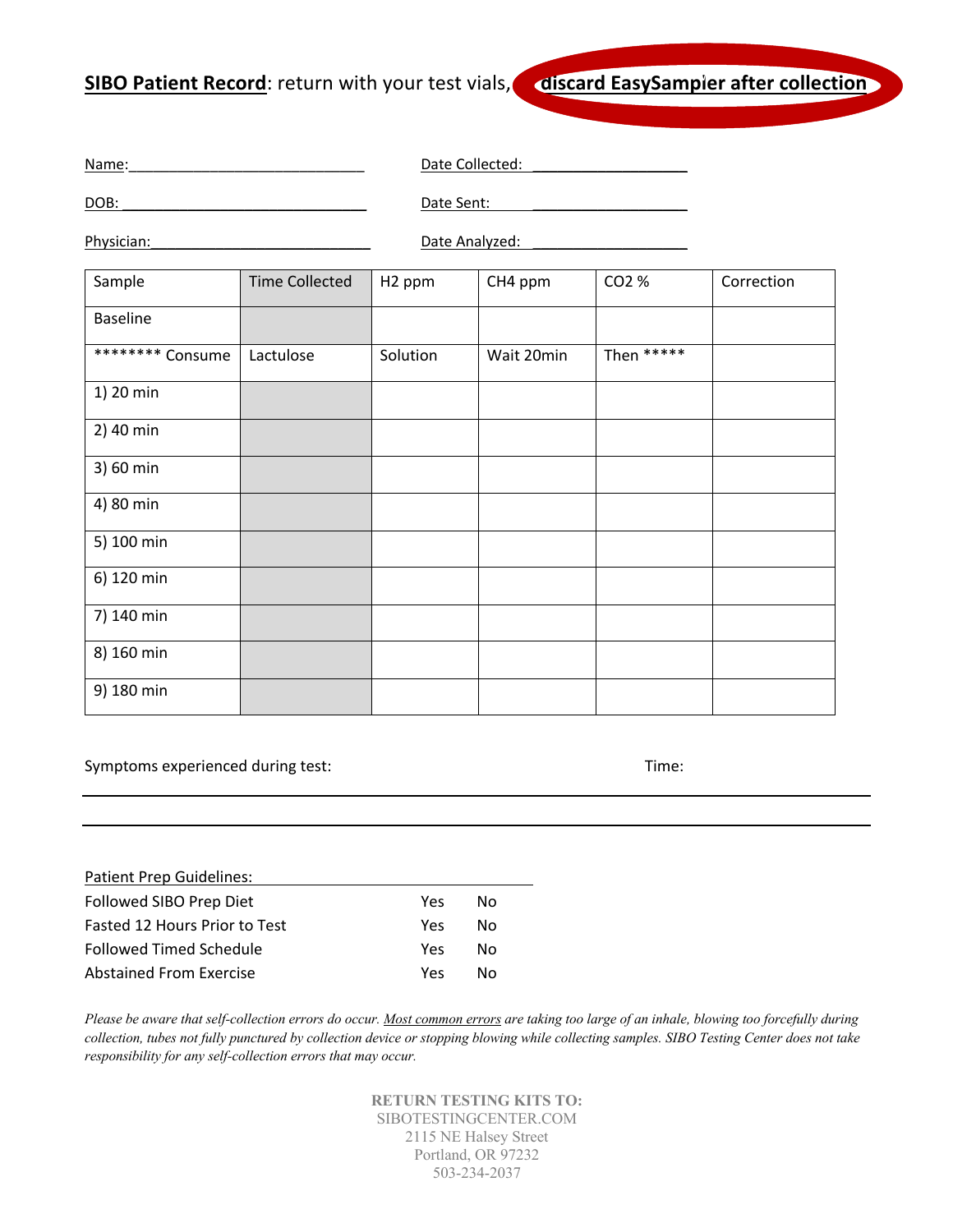**SIBO Patient Record**: return with your test vials, **discard EasySampler after collection**

Name:______________________________ Date Collected: ____________________

DOB: _______________________________ Date Sent: ____________________

Physician:____________________________ Date Analyzed: ____________________

| Sample | Time Collected | $H_2$ ppm | $CH_4$ ppm | $CO_2$ % | Correction |
|---|---|---|---|---|---|
| Baseline | | | | | |
| ******** Consume | Lactulose | Solution | Wait 20min | Then ***** | |
| 1) 20 min | | | | | |
| 2) 40 min | | | | | |
| 3) 60 min | | | | | |
| 4) 80 min | | | | | |
| 5) 100 min | | | | | |
| 6) 120 min | | | | | |
| 7) 140 min | | | | | |
| 8) 160 min | | | | | |
| 9) 180 min | | | | | |

Symptoms experienced during test: Time:

______________________________________________________________________________

______________________________________________________________________________

Patient Prep Guidelines:

| | | |
|---|---|---|
| Followed SIBO Prep Diet | Yes | No |
| Fasted 12 Hours Prior to Test | Yes | No |
| Followed Timed Schedule | Yes | No |
| Abstained From Exercise | Yes | No |

*Please be aware that self-collection errors do occur. Most common errors are taking too large of an inhale, blowing too forcefully during collection, tubes not fully punctured by collection device or stopping blowing while collecting samples. SIBO Testing Center does not take responsibility for any self-collection errors that may occur.*

**RETURN TESTING KITS TO:**
SIBOTESTINGCENTER.COM
2115 NE Halsey Street
Portland, OR 97232
503-234-2037